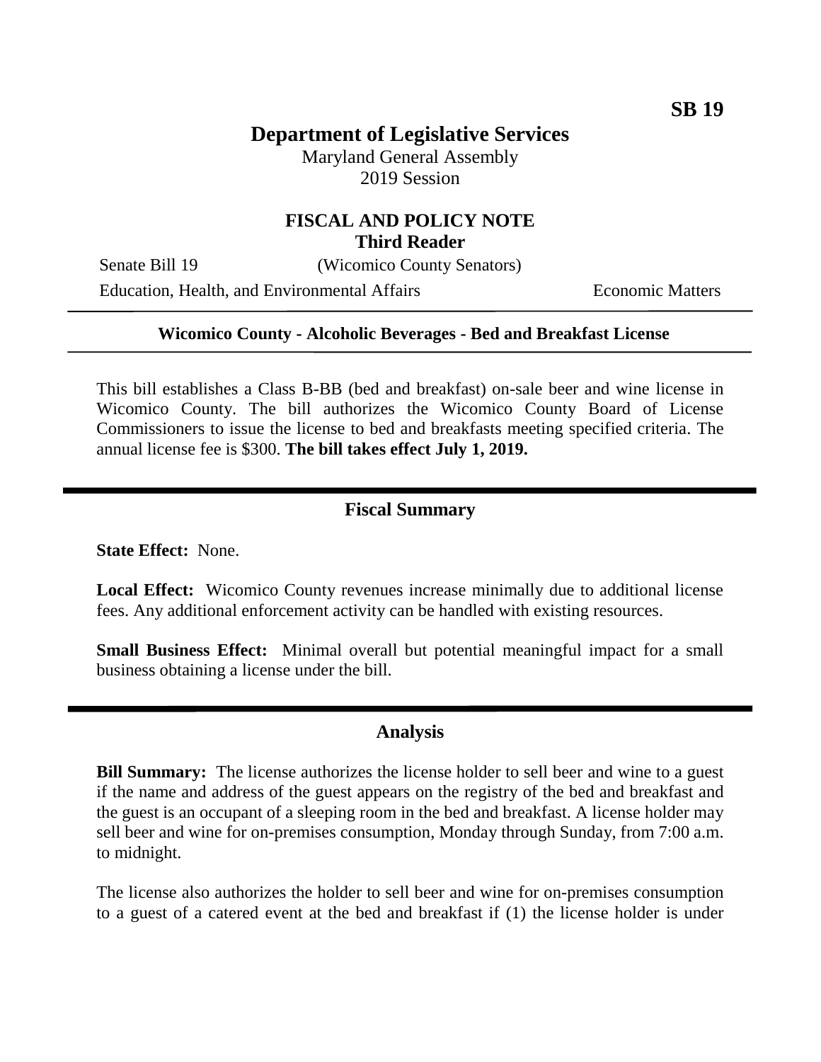**SB 19**

# Department of Legislative Services

Maryland General Assembly
2019 Session

## FISCAL AND POLICY NOTE
**Third Reader**

Senate Bill 19 (Wicomico County Senators)

Education, Health, and Environmental Affairs Economic Matters

---

**Wicomico County - Alcoholic Beverages - Bed and Breakfast License**

---

This bill establishes a Class B-BB (bed and breakfast) on-sale beer and wine license in Wicomico County. The bill authorizes the Wicomico County Board of License Commissioners to issue the license to bed and breakfasts meeting specified criteria. The annual license fee is $300. **The bill takes effect July 1, 2019.**

---

## Fiscal Summary

**State Effect:** None.

**Local Effect:** Wicomico County revenues increase minimally due to additional license fees. Any additional enforcement activity can be handled with existing resources.

**Small Business Effect:** Minimal overall but potential meaningful impact for a small business obtaining a license under the bill.

---

## Analysis

**Bill Summary:** The license authorizes the license holder to sell beer and wine to a guest if the name and address of the guest appears on the registry of the bed and breakfast and the guest is an occupant of a sleeping room in the bed and breakfast. A license holder may sell beer and wine for on-premises consumption, Monday through Sunday, from 7:00 a.m. to midnight.

The license also authorizes the holder to sell beer and wine for on-premises consumption to a guest of a catered event at the bed and breakfast if (1) the license holder is under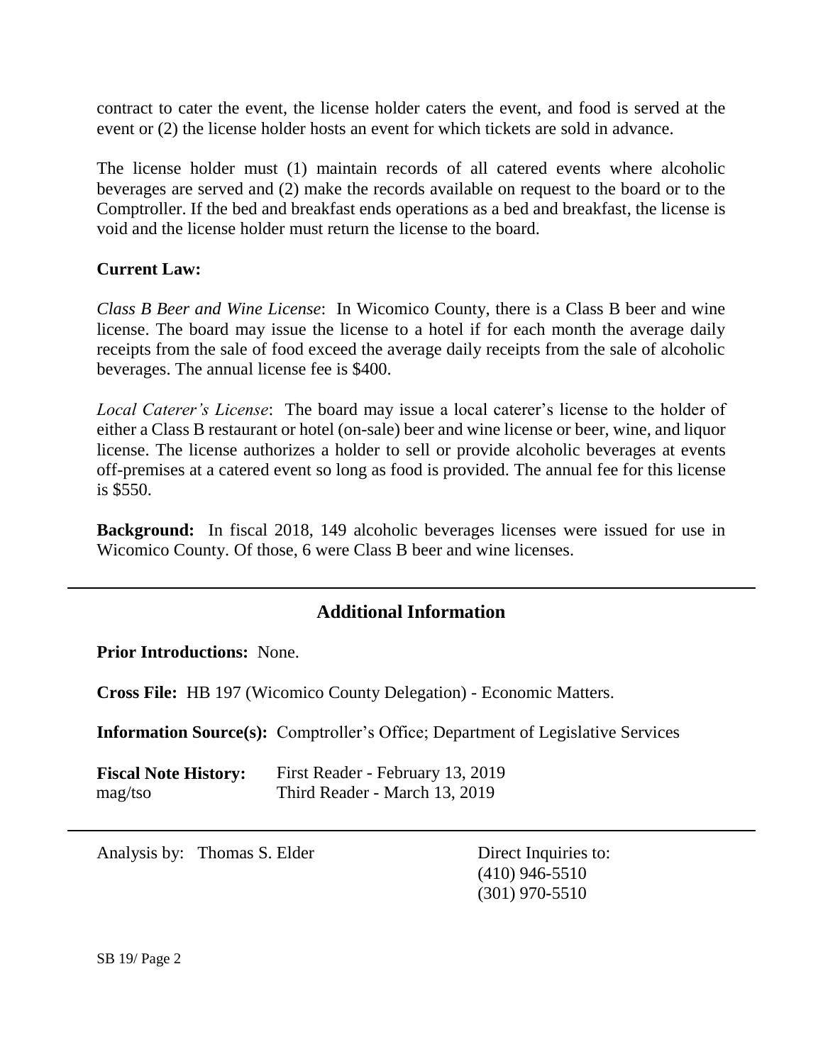contract to cater the event, the license holder caters the event, and food is served at the event or (2) the license holder hosts an event for which tickets are sold in advance.

The license holder must (1) maintain records of all catered events where alcoholic beverages are served and (2) make the records available on request to the board or to the Comptroller. If the bed and breakfast ends operations as a bed and breakfast, the license is void and the license holder must return the license to the board.

**Current Law:**

*Class B Beer and Wine License*: In Wicomico County, there is a Class B beer and wine license. The board may issue the license to a hotel if for each month the average daily receipts from the sale of food exceed the average daily receipts from the sale of alcoholic beverages. The annual license fee is $400.

*Local Caterer's License*: The board may issue a local caterer's license to the holder of either a Class B restaurant or hotel (on-sale) beer and wine license or beer, wine, and liquor license. The license authorizes a holder to sell or provide alcoholic beverages at events off-premises at a catered event so long as food is provided. The annual fee for this license is $550.

**Background:** In fiscal 2018, 149 alcoholic beverages licenses were issued for use in Wicomico County. Of those, 6 were Class B beer and wine licenses.

## Additional Information

**Prior Introductions:** None.

**Cross File:** HB 197 (Wicomico County Delegation) - Economic Matters.

**Information Source(s):** Comptroller's Office; Department of Legislative Services

**Fiscal Note History:** First Reader - February 13, 2019
mag/tso Third Reader - March 13, 2019

Analysis by: Thomas S. Elder

Direct Inquiries to:
(410) 946-5510
(301) 970-5510